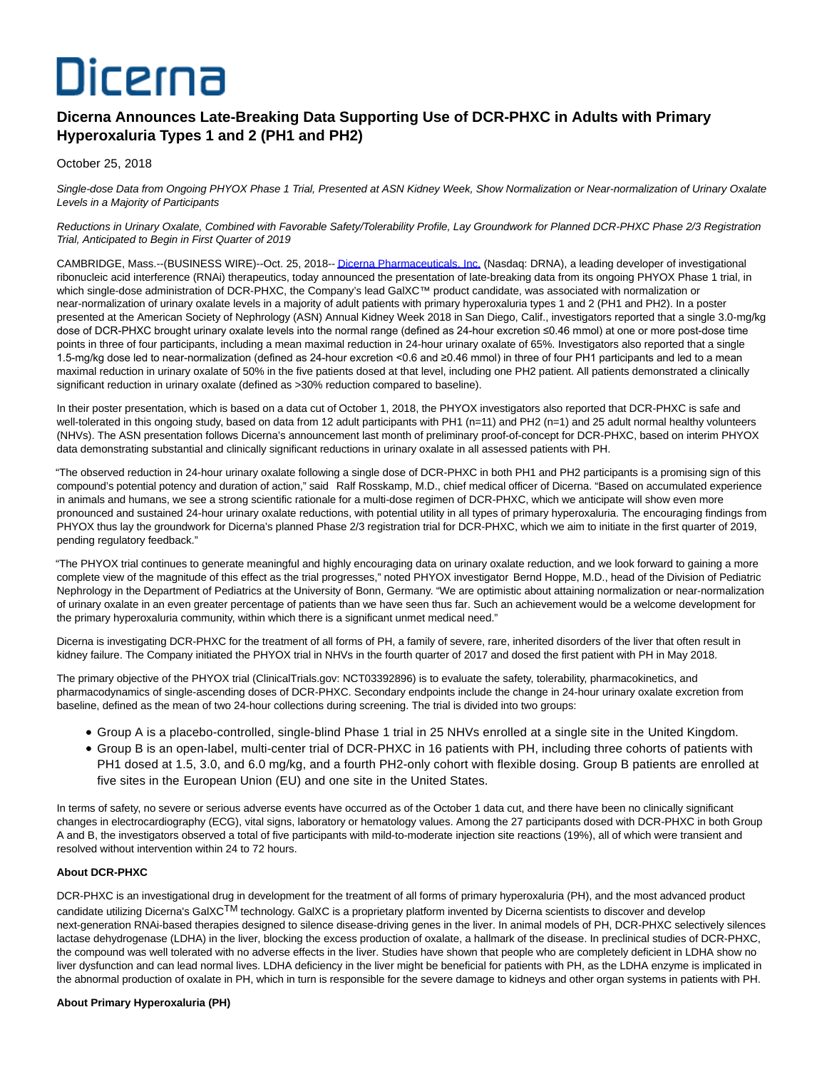# Dicerna

## Dicerna Announces Late-Breaking Data Supporting Use of DCR-PHXC in Adults with Primary Hyperoxaluria Types 1 and 2 (PH1 and PH2)

October 25, 2018

*Single-dose Data from Ongoing PHYOX Phase 1 Trial, Presented at ASN Kidney Week, Show Normalization or Near-normalization of Urinary Oxalate Levels in a Majority of Participants*

*Reductions in Urinary Oxalate, Combined with Favorable Safety/Tolerability Profile, Lay Groundwork for Planned DCR-PHXC Phase 2/3 Registration Trial, Anticipated to Begin in First Quarter of 2019*

CAMBRIDGE, Mass.--(BUSINESS WIRE)--Oct. 25, 2018-- Dicerna Pharmaceuticals, Inc. (Nasdaq: DRNA), a leading developer of investigational ribonucleic acid interference (RNAi) therapeutics, today announced the presentation of late-breaking data from its ongoing PHYOX Phase 1 trial, in which single-dose administration of DCR-PHXC, the Company's lead GalXC™ product candidate, was associated with normalization or near-normalization of urinary oxalate levels in a majority of adult patients with primary hyperoxaluria types 1 and 2 (PH1 and PH2). In a poster presented at the American Society of Nephrology (ASN) Annual Kidney Week 2018 in San Diego, Calif., investigators reported that a single 3.0-mg/kg dose of DCR-PHXC brought urinary oxalate levels into the normal range (defined as 24-hour excretion ≤0.46 mmol) at one or more post-dose time points in three of four participants, including a mean maximal reduction in 24-hour urinary oxalate of 65%. Investigators also reported that a single 1.5-mg/kg dose led to near-normalization (defined as 24-hour excretion <0.6 and ≥0.46 mmol) in three of four PH1 participants and led to a mean maximal reduction in urinary oxalate of 50% in the five patients dosed at that level, including one PH2 patient. All patients demonstrated a clinically significant reduction in urinary oxalate (defined as >30% reduction compared to baseline).

In their poster presentation, which is based on a data cut of October 1, 2018, the PHYOX investigators also reported that DCR-PHXC is safe and well-tolerated in this ongoing study, based on data from 12 adult participants with PH1 (n=11) and PH2 (n=1) and 25 adult normal healthy volunteers (NHVs). The ASN presentation follows Dicerna's announcement last month of preliminary proof-of-concept for DCR-PHXC, based on interim PHYOX data demonstrating substantial and clinically significant reductions in urinary oxalate in all assessed patients with PH.

"The observed reduction in 24-hour urinary oxalate following a single dose of DCR-PHXC in both PH1 and PH2 participants is a promising sign of this compound's potential potency and duration of action," said Ralf Rosskamp, M.D., chief medical officer of Dicerna. "Based on accumulated experience in animals and humans, we see a strong scientific rationale for a multi-dose regimen of DCR-PHXC, which we anticipate will show even more pronounced and sustained 24-hour urinary oxalate reductions, with potential utility in all types of primary hyperoxaluria. The encouraging findings from PHYOX thus lay the groundwork for Dicerna's planned Phase 2/3 registration trial for DCR-PHXC, which we aim to initiate in the first quarter of 2019, pending regulatory feedback."

"The PHYOX trial continues to generate meaningful and highly encouraging data on urinary oxalate reduction, and we look forward to gaining a more complete view of the magnitude of this effect as the trial progresses," noted PHYOX investigator Bernd Hoppe, M.D., head of the Division of Pediatric Nephrology in the Department of Pediatrics at the University of Bonn, Germany. "We are optimistic about attaining normalization or near-normalization of urinary oxalate in an even greater percentage of patients than we have seen thus far. Such an achievement would be a welcome development for the primary hyperoxaluria community, within which there is a significant unmet medical need."

Dicerna is investigating DCR-PHXC for the treatment of all forms of PH, a family of severe, rare, inherited disorders of the liver that often result in kidney failure. The Company initiated the PHYOX trial in NHVs in the fourth quarter of 2017 and dosed the first patient with PH in May 2018.

The primary objective of the PHYOX trial (ClinicalTrials.gov: NCT03392896) is to evaluate the safety, tolerability, pharmacokinetics, and pharmacodynamics of single-ascending doses of DCR-PHXC. Secondary endpoints include the change in 24-hour urinary oxalate excretion from baseline, defined as the mean of two 24-hour collections during screening. The trial is divided into two groups:

- Group A is a placebo-controlled, single-blind Phase 1 trial in 25 NHVs enrolled at a single site in the United Kingdom.
- Group B is an open-label, multi-center trial of DCR-PHXC in 16 patients with PH, including three cohorts of patients with PH1 dosed at 1.5, 3.0, and 6.0 mg/kg, and a fourth PH2-only cohort with flexible dosing. Group B patients are enrolled at five sites in the European Union (EU) and one site in the United States.

In terms of safety, no severe or serious adverse events have occurred as of the October 1 data cut, and there have been no clinically significant changes in electrocardiography (ECG), vital signs, laboratory or hematology values. Among the 27 participants dosed with DCR-PHXC in both Group A and B, the investigators observed a total of five participants with mild-to-moderate injection site reactions (19%), all of which were transient and resolved without intervention within 24 to 72 hours.

**About DCR-PHXC**

DCR-PHXC is an investigational drug in development for the treatment of all forms of primary hyperoxaluria (PH), and the most advanced product candidate utilizing Dicerna's GalXC™ technology. GalXC is a proprietary platform invented by Dicerna scientists to discover and develop next-generation RNAi-based therapies designed to silence disease-driving genes in the liver. In animal models of PH, DCR-PHXC selectively silences lactase dehydrogenase (LDHA) in the liver, blocking the excess production of oxalate, a hallmark of the disease. In preclinical studies of DCR-PHXC, the compound was well tolerated with no adverse effects in the liver. Studies have shown that people who are completely deficient in LDHA show no liver dysfunction and can lead normal lives. LDHA deficiency in the liver might be beneficial for patients with PH, as the LDHA enzyme is implicated in the abnormal production of oxalate in PH, which in turn is responsible for the severe damage to kidneys and other organ systems in patients with PH.

**About Primary Hyperoxaluria (PH)**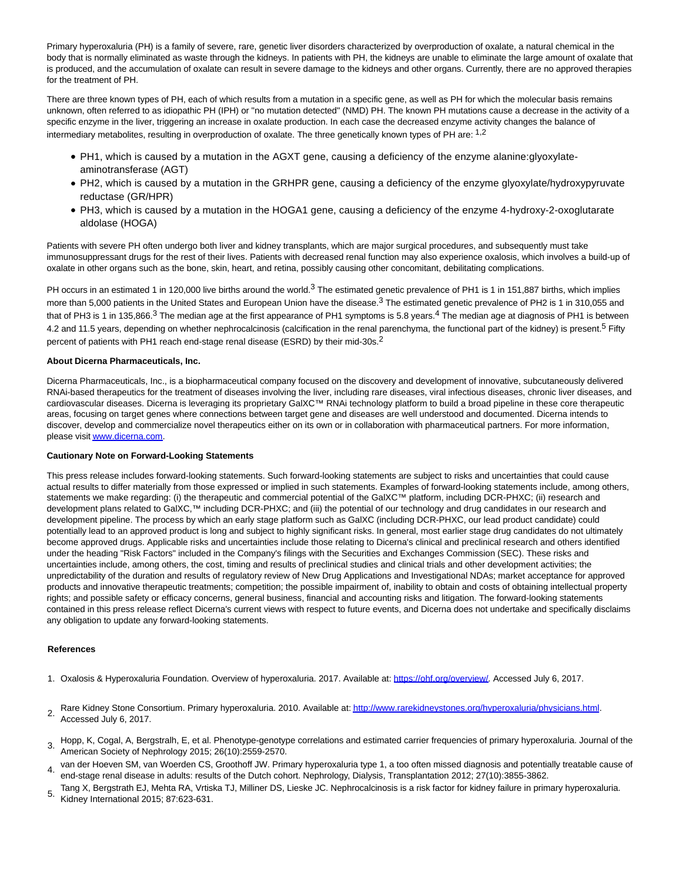Primary hyperoxaluria (PH) is a family of severe, rare, genetic liver disorders characterized by overproduction of oxalate, a natural chemical in the body that is normally eliminated as waste through the kidneys. In patients with PH, the kidneys are unable to eliminate the large amount of oxalate that is produced, and the accumulation of oxalate can result in severe damage to the kidneys and other organs. Currently, there are no approved therapies for the treatment of PH.

There are three known types of PH, each of which results from a mutation in a specific gene, as well as PH for which the molecular basis remains unknown, often referred to as idiopathic PH (IPH) or "no mutation detected" (NMD) PH. The known PH mutations cause a decrease in the activity of a specific enzyme in the liver, triggering an increase in oxalate production. In each case the decreased enzyme activity changes the balance of intermediary metabolites, resulting in overproduction of oxalate. The three genetically known types of PH are: [1,2]

- PH1, which is caused by a mutation in the AGXT gene, causing a deficiency of the enzyme alanine:glyoxylate-aminotransferase (AGT)
- PH2, which is caused by a mutation in the GRHPR gene, causing a deficiency of the enzyme glyoxylate/hydroxypyruvate reductase (GR/HPR)
- PH3, which is caused by a mutation in the HOGA1 gene, causing a deficiency of the enzyme 4-hydroxy-2-oxoglutarate aldolase (HOGA)

Patients with severe PH often undergo both liver and kidney transplants, which are major surgical procedures, and subsequently must take immunosuppressant drugs for the rest of their lives. Patients with decreased renal function may also experience oxalosis, which involves a build-up of oxalate in other organs such as the bone, skin, heart, and retina, possibly causing other concomitant, debilitating complications.

PH occurs in an estimated 1 in 120,000 live births around the world.[3] The estimated genetic prevalence of PH1 is 1 in 151,887 births, which implies more than 5,000 patients in the United States and European Union have the disease.[3] The estimated genetic prevalence of PH2 is 1 in 310,055 and that of PH3 is 1 in 135,866.[3] The median age at the first appearance of PH1 symptoms is 5.8 years.[4] The median age at diagnosis of PH1 is between 4.2 and 11.5 years, depending on whether nephrocalcinosis (calcification in the renal parenchyma, the functional part of the kidney) is present.[5] Fifty percent of patients with PH1 reach end-stage renal disease (ESRD) by their mid-30s.[2]

**About Dicerna Pharmaceuticals, Inc.**

Dicerna Pharmaceuticals, Inc., is a biopharmaceutical company focused on the discovery and development of innovative, subcutaneously delivered RNAi-based therapeutics for the treatment of diseases involving the liver, including rare diseases, viral infectious diseases, chronic liver diseases, and cardiovascular diseases. Dicerna is leveraging its proprietary GalXC™ RNAi technology platform to build a broad pipeline in these core therapeutic areas, focusing on target genes where connections between target gene and diseases are well understood and documented. Dicerna intends to discover, develop and commercialize novel therapeutics either on its own or in collaboration with pharmaceutical partners. For more information, please visit www.dicerna.com.

**Cautionary Note on Forward-Looking Statements**

This press release includes forward-looking statements. Such forward-looking statements are subject to risks and uncertainties that could cause actual results to differ materially from those expressed or implied in such statements. Examples of forward-looking statements include, among others, statements we make regarding: (i) the therapeutic and commercial potential of the GalXC™ platform, including DCR-PHXC; (ii) research and development plans related to GalXC,™ including DCR-PHXC; and (iii) the potential of our technology and drug candidates in our research and development pipeline. The process by which an early stage platform such as GalXC (including DCR-PHXC, our lead product candidate) could potentially lead to an approved product is long and subject to highly significant risks. In general, most earlier stage drug candidates do not ultimately become approved drugs. Applicable risks and uncertainties include those relating to Dicerna's clinical and preclinical research and others identified under the heading "Risk Factors" included in the Company's filings with the Securities and Exchanges Commission (SEC). These risks and uncertainties include, among others, the cost, timing and results of preclinical studies and clinical trials and other development activities; the unpredictability of the duration and results of regulatory review of New Drug Applications and Investigational NDAs; market acceptance for approved products and innovative therapeutic treatments; competition; the possible impairment of, inability to obtain and costs of obtaining intellectual property rights; and possible safety or efficacy concerns, general business, financial and accounting risks and litigation. The forward-looking statements contained in this press release reflect Dicerna's current views with respect to future events, and Dicerna does not undertake and specifically disclaims any obligation to update any forward-looking statements.

**References**

1. Oxalosis & Hyperoxaluria Foundation. Overview of hyperoxaluria. 2017. Available at: https://ohf.org/overview/. Accessed July 6, 2017.
2. Rare Kidney Stone Consortium. Primary hyperoxaluria. 2010. Available at: http://www.rarekidneystones.org/hyperoxaluria/physicians.html. Accessed July 6, 2017.
3. Hopp, K, Cogal, A, Bergstralh, E, et al. Phenotype-genotype correlations and estimated carrier frequencies of primary hyperoxaluria. Journal of the American Society of Nephrology 2015; 26(10):2559-2570.
4. van der Hoeven SM, van Woerden CS, Groothoff JW. Primary hyperoxaluria type 1, a too often missed diagnosis and potentially treatable cause of end-stage renal disease in adults: results of the Dutch cohort. Nephrology, Dialysis, Transplantation 2012; 27(10):3855-3862.
5. Tang X, Bergstrath EJ, Mehta RA, Vrtiska TJ, Milliner DS, Lieske JC. Nephrocalcinosis is a risk factor for kidney failure in primary hyperoxaluria. Kidney International 2015; 87:623-631.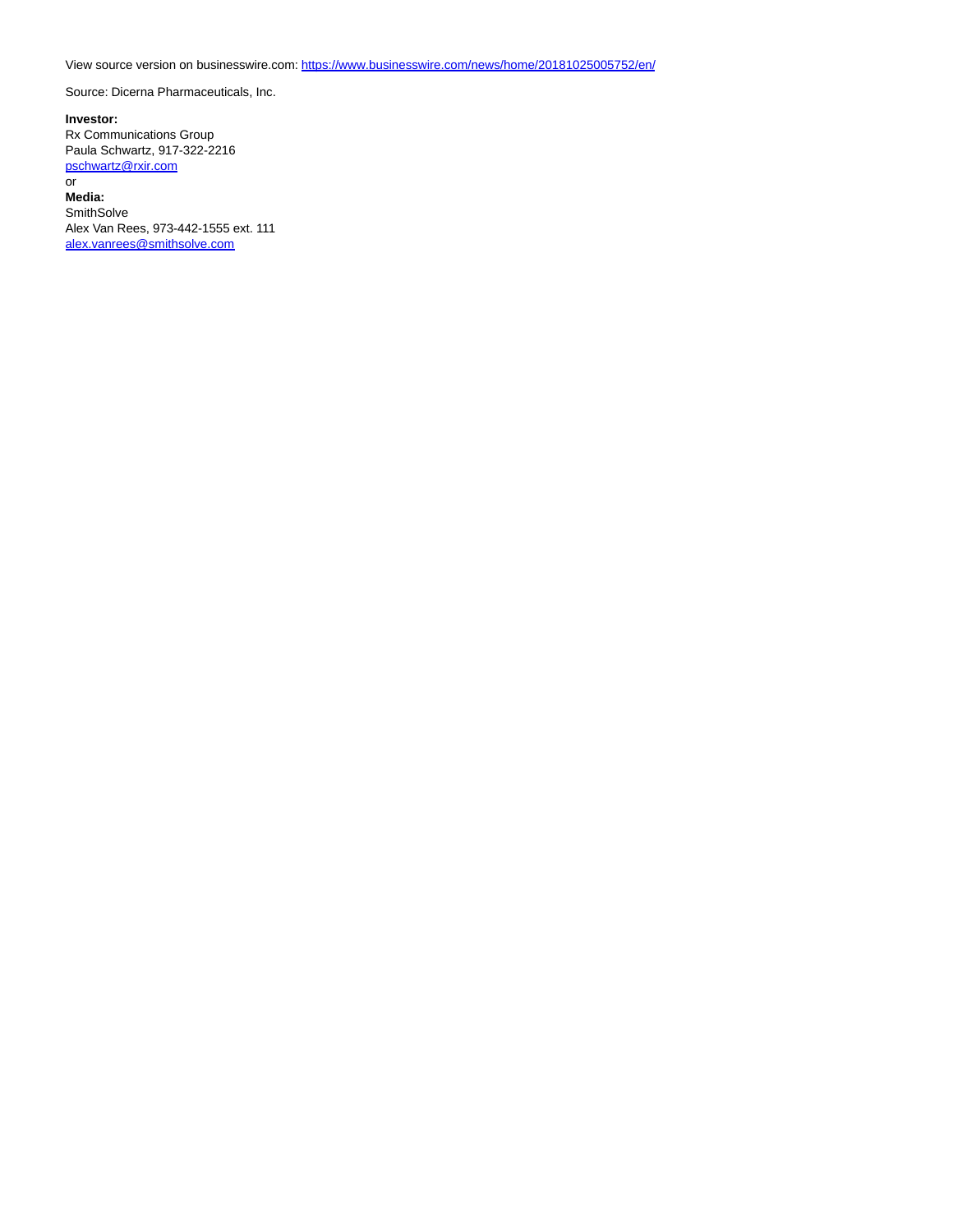View source version on businesswire.com: https://www.businesswire.com/news/home/20181025005752/en/

Source: Dicerna Pharmaceuticals, Inc.

**Investor:**
Rx Communications Group
Paula Schwartz, 917-322-2216
pschwartz@rxir.com
or
**Media:**
SmithSolve
Alex Van Rees, 973-442-1555 ext. 111
alex.vanrees@smithsolve.com